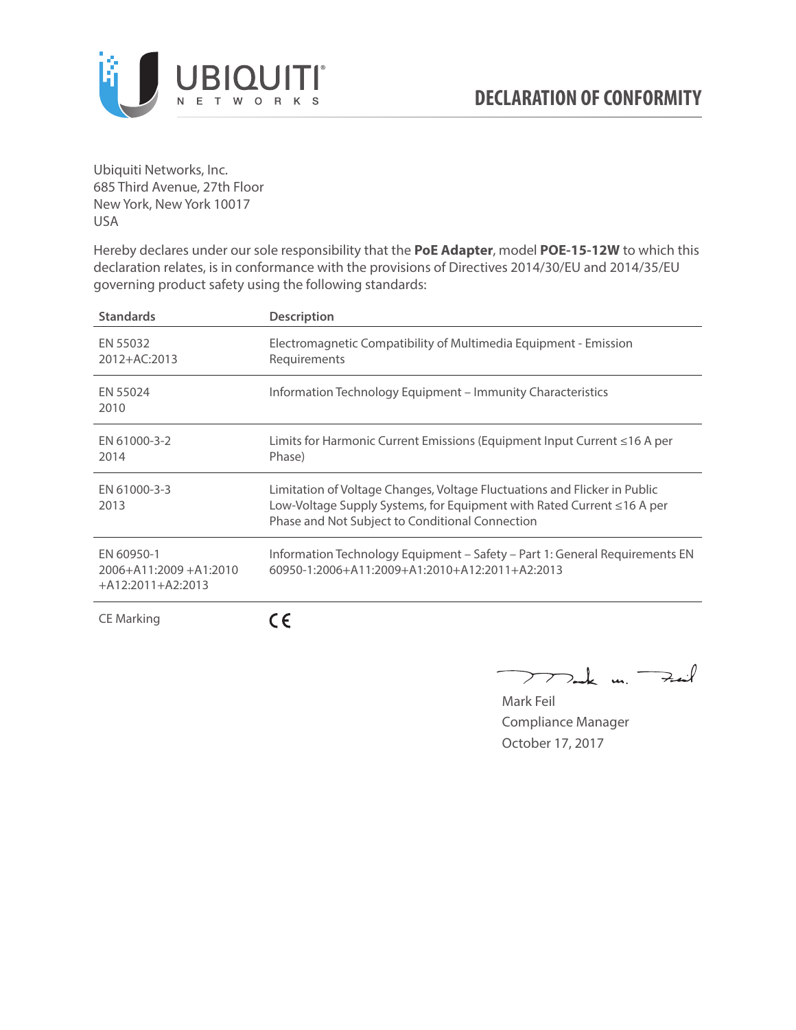# DECLARATION OF CONFORMITY

Ubiquiti Networks, Inc.
685 Third Avenue, 27th Floor
New York, New York 10017
USA

Hereby declares under our sole responsibility that the **PoE Adapter**, model **POE-15-12W** to which this declaration relates, is in conformance with the provisions of Directives 2014/30/EU and 2014/35/EU governing product safety using the following standards:

| Standards | Description |
|---|---|
| EN 55032 2012+AC:2013 | Electromagnetic Compatibility of Multimedia Equipment - Emission Requirements |
| EN 55024 2010 | Information Technology Equipment – Immunity Characteristics |
| EN 61000-3-2 2014 | Limits for Harmonic Current Emissions (Equipment Input Current ≤16 A per Phase) |
| EN 61000-3-3 2013 | Limitation of Voltage Changes, Voltage Fluctuations and Flicker in Public Low-Voltage Supply Systems, for Equipment with Rated Current ≤16 A per Phase and Not Subject to Conditional Connection |
| EN 60950-1 2006+A11:2009 +A1:2010 +A12:2011+A2:2013 | Information Technology Equipment – Safety – Part 1: General Requirements EN 60950-1:2006+A11:2009+A1:2010+A12:2011+A2:2013 |
| CE Marking | CE |

Mark Feil
Compliance Manager
October 17, 2017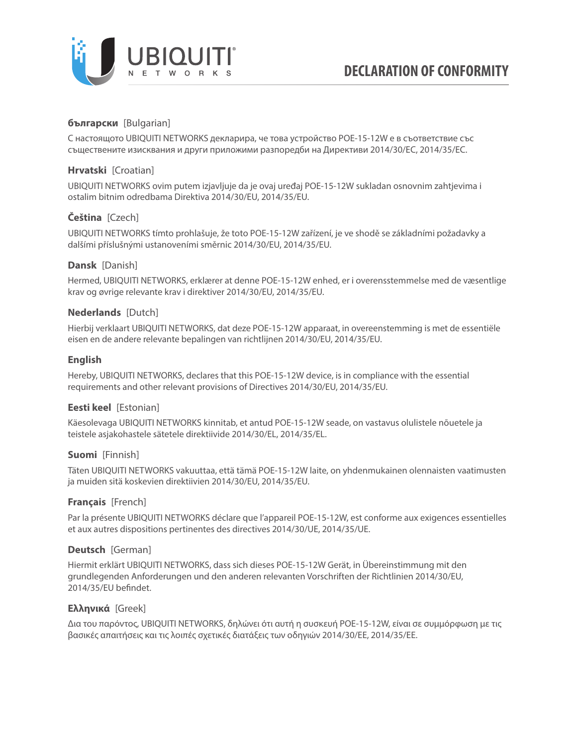# DECLARATION OF CONFORMITY

**български** [Bulgarian]

С настоящото UBIQUITI NETWORKS декларира, че това устройство POE-15-12W е в съответствие със съществените изисквания и други приложими разпоредби на Директиви 2014/30/ЕС, 2014/35/ЕС.

**Hrvatski** [Croatian]

UBIQUITI NETWORKS ovim putem izjavljuje da je ovaj uređaj POE-15-12W sukladan osnovnim zahtjevima i ostalim bitnim odredbama Direktiva 2014/30/EU, 2014/35/EU.

**Čeština** [Czech]

UBIQUITI NETWORKS tímto prohlašuje, že toto POE-15-12W zařízení, je ve shodě se základními požadavky a dalšími příslušnými ustanoveními směrnic 2014/30/EU, 2014/35/EU.

**Dansk** [Danish]

Hermed, UBIQUITI NETWORKS, erklærer at denne POE-15-12W enhed, er i overensstemmelse med de væsentlige krav og øvrige relevante krav i direktiver 2014/30/EU, 2014/35/EU.

**Nederlands** [Dutch]

Hierbij verklaart UBIQUITI NETWORKS, dat deze POE-15-12W apparaat, in overeenstemming is met de essentiële eisen en de andere relevante bepalingen van richtlijnen 2014/30/EU, 2014/35/EU.

**English**

Hereby, UBIQUITI NETWORKS, declares that this POE-15-12W device, is in compliance with the essential requirements and other relevant provisions of Directives 2014/30/EU, 2014/35/EU.

**Eesti keel** [Estonian]

Käesolevaga UBIQUITI NETWORKS kinnitab, et antud POE-15-12W seade, on vastavus olulistele nõuetele ja teistele asjakohastele sätetele direktiivide 2014/30/EL, 2014/35/EL.

**Suomi** [Finnish]

Täten UBIQUITI NETWORKS vakuuttaa, että tämä POE-15-12W laite, on yhdenmukainen olennaisten vaatimusten ja muiden sitä koskevien direktiivien 2014/30/EU, 2014/35/EU.

**Français** [French]

Par la présente UBIQUITI NETWORKS déclare que l'appareil POE-15-12W, est conforme aux exigences essentielles et aux autres dispositions pertinentes des directives 2014/30/UE, 2014/35/UE.

**Deutsch** [German]

Hiermit erklärt UBIQUITI NETWORKS, dass sich dieses POE-15-12W Gerät, in Übereinstimmung mit den grundlegenden Anforderungen und den anderen relevanten Vorschriften der Richtlinien 2014/30/EU, 2014/35/EU befindet.

**Ελληνικά** [Greek]

Δια του παρόντος, UBIQUITI NETWORKS, δηλώνει ότι αυτή η συσκευή POE-15-12W, είναι σε συμμόρφωση με τις βασικές απαιτήσεις και τις λοιπές σχετικές διατάξεις των οδηγιών 2014/30/EE, 2014/35/EE.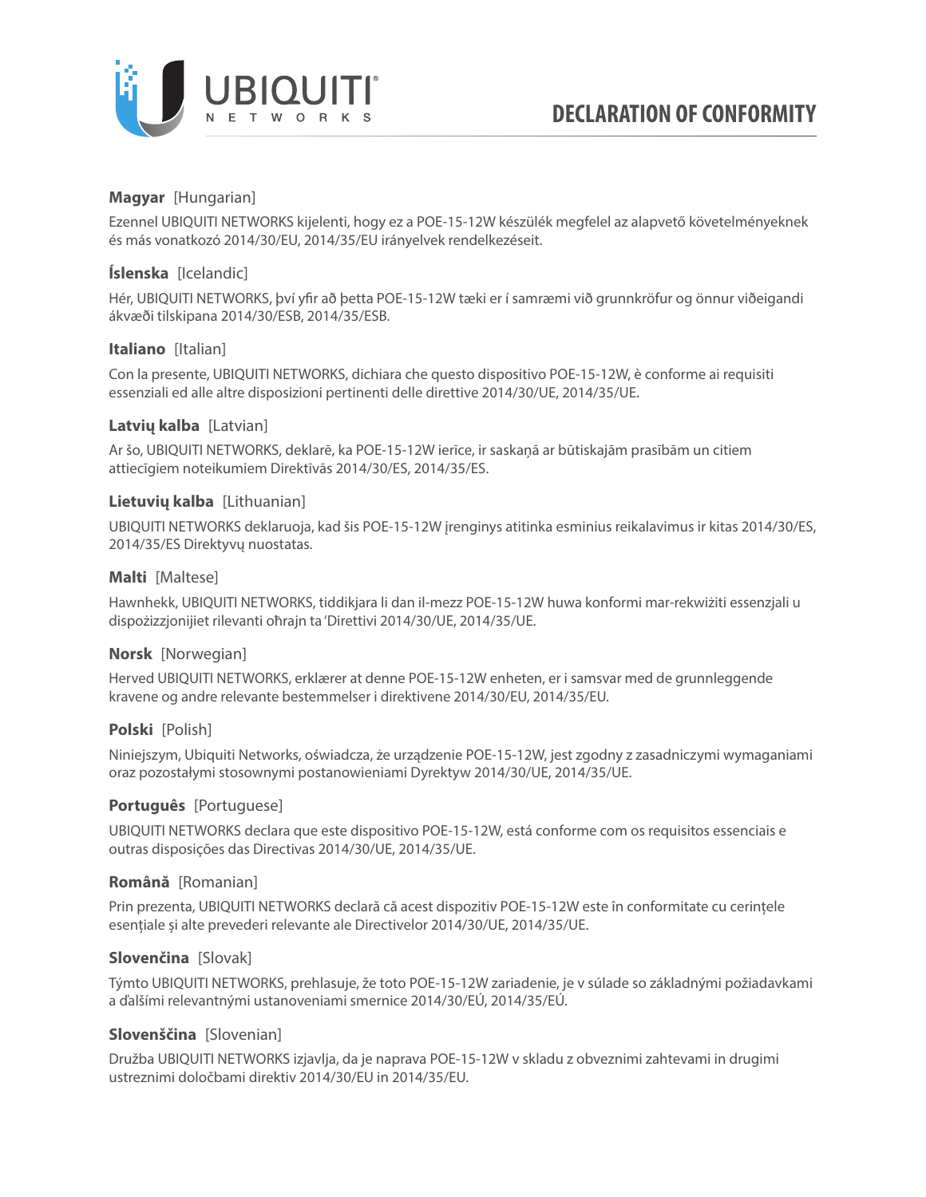**DECLARATION OF CONFORMITY**

**Magyar** [Hungarian]

Ezennel UBIQUITI NETWORKS kijelenti, hogy ez a POE-15-12W készülék megfelel az alapvető követelményeknek és más vonatkozó 2014/30/EU, 2014/35/EU irányelvek rendelkezéseit.

**Íslenska** [Icelandic]

Hér, UBIQUITI NETWORKS, því yfir að þetta POE-15-12W tæki er í samræmi við grunnkröfur og önnur viðeigandi ákvæði tilskipana 2014/30/ESB, 2014/35/ESB.

**Italiano** [Italian]

Con la presente, UBIQUITI NETWORKS, dichiara che questo dispositivo POE-15-12W, è conforme ai requisiti essenziali ed alle altre disposizioni pertinenti delle direttive 2014/30/UE, 2014/35/UE.

**Latvių kalba** [Latvian]

Ar šo, UBIQUITI NETWORKS, deklarē, ka POE-15-12W ierīce, ir saskaņā ar būtiskajām prasībām un citiem attiecīgiem noteikumiem Direktīvās 2014/30/ES, 2014/35/ES.

**Lietuvių kalba** [Lithuanian]

UBIQUITI NETWORKS deklaruoja, kad šis POE-15-12W įrenginys atitinka esminius reikalavimus ir kitas 2014/30/ES, 2014/35/ES Direktyvų nuostatas.

**Malti** [Maltese]

Hawnhekk, UBIQUITI NETWORKS, tiddikjara li dan il-mezz POE-15-12W huwa konformi mar-rekwiżiti essenzjali u dispożizzjonijiet rilevanti oħrajn ta 'Direttivi 2014/30/UE, 2014/35/UE.

**Norsk** [Norwegian]

Herved UBIQUITI NETWORKS, erklærer at denne POE-15-12W enheten, er i samsvar med de grunnleggende kravene og andre relevante bestemmelser i direktivene 2014/30/EU, 2014/35/EU.

**Polski** [Polish]

Niniejszym, Ubiquiti Networks, oświadcza, że urządzenie POE-15-12W, jest zgodny z zasadniczymi wymaganiami oraz pozostałymi stosownymi postanowieniami Dyrektyw 2014/30/UE, 2014/35/UE.

**Português** [Portuguese]

UBIQUITI NETWORKS declara que este dispositivo POE-15-12W, está conforme com os requisitos essenciais e outras disposições das Directivas 2014/30/UE, 2014/35/UE.

**Română** [Romanian]

Prin prezenta, UBIQUITI NETWORKS declară că acest dispozitiv POE-15-12W este în conformitate cu cerințele esențiale și alte prevederi relevante ale Directivelor 2014/30/UE, 2014/35/UE.

**Slovenčina** [Slovak]

Týmto UBIQUITI NETWORKS, prehlasuje, že toto POE-15-12W zariadenie, je v súlade so základnými požiadavkami a ďalšími relevantnými ustanoveniami smernice 2014/30/EÚ, 2014/35/EÚ.

**Slovenščina** [Slovenian]

Družba UBIQUITI NETWORKS izjavlja, da je naprava POE-15-12W v skladu z obveznimi zahtevami in drugimi ustreznimi določbami direktiv 2014/30/EU in 2014/35/EU.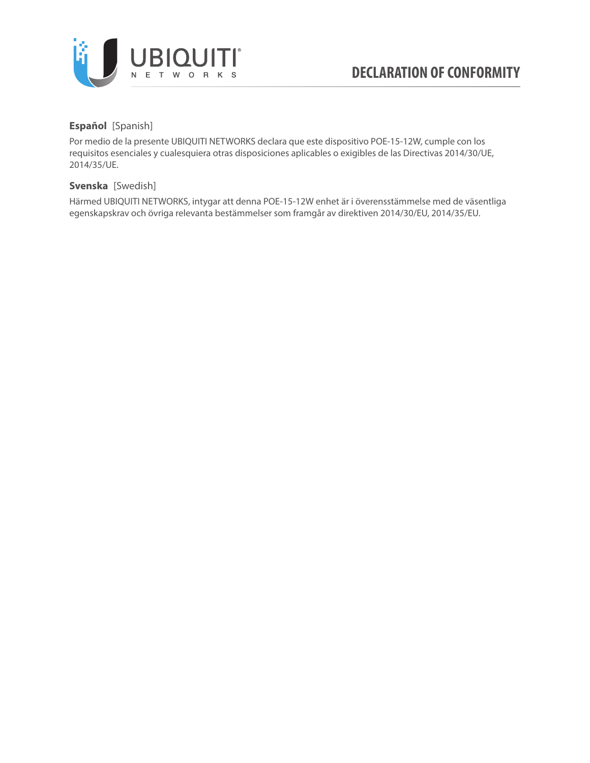**Español** [Spanish]

Por medio de la presente UBIQUITI NETWORKS declara que este dispositivo POE-15-12W, cumple con los requisitos esenciales y cualesquiera otras disposiciones aplicables o exigibles de las Directivas 2014/30/UE, 2014/35/UE.

**Svenska** [Swedish]

Härmed UBIQUITI NETWORKS, intygar att denna POE-15-12W enhet är i överensstämmelse med de väsentliga egenskapskrav och övriga relevanta bestämmelser som framgår av direktiven 2014/30/EU, 2014/35/EU.